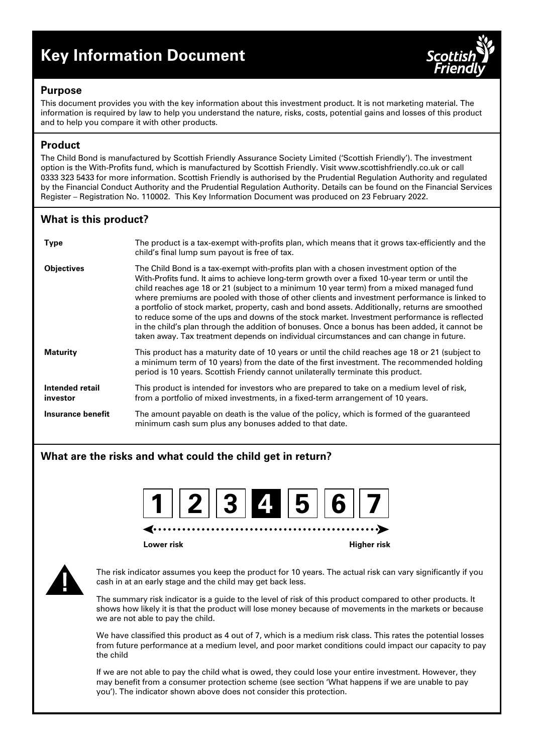# Key Information Document

Scottish Friendly

## Purpose

This document provides you with the key information about this investment product. It is not marketing material. The information is required by law to help you understand the nature, risks, costs, potential gains and losses of this product and to help you compare it with other products.

## Product

The Child Bond is manufactured by Scottish Friendly Assurance Society Limited ('Scottish Friendly'). The investment option is the With-Profits fund, which is manufactured by Scottish Friendly. Visit www.scottishfriendly.co.uk or call 0333 323 5433 for more information. Scottish Friendly is authorised by the Prudential Regulation Authority and regulated by the Financial Conduct Authority and the Prudential Regulation Authority. Details can be found on the Financial Services Register – Registration No. 110002. This Key Information Document was produced on 23 February 2022.

## What is this product?

| | |
|---|---|
| **Type** | The product is a tax-exempt with-profits plan, which means that it grows tax-efficiently and the child's final lump sum payout is free of tax. |
| **Objectives** | The Child Bond is a tax-exempt with-profits plan with a chosen investment option of the With-Profits fund. It aims to achieve long-term growth over a fixed 10-year term or until the child reaches age 18 or 21 (subject to a minimum 10 year term) from a mixed managed fund where premiums are pooled with those of other clients and investment performance is linked to a portfolio of stock market, property, cash and bond assets. Additionally, returns are smoothed to reduce some of the ups and downs of the stock market. Investment performance is reflected in the child's plan through the addition of bonuses. Once a bonus has been added, it cannot be taken away. Tax treatment depends on individual circumstances and can change in future. |
| **Maturity** | This product has a maturity date of 10 years or until the child reaches age 18 or 21 (subject to a minimum term of 10 years) from the date of the first investment. The recommended holding period is 10 years. Scottish Friendy cannot unilaterally terminate this product. |
| **Intended retail investor** | This product is intended for investors who are prepared to take on a medium level of risk, from a portfolio of mixed investments, in a fixed-term arrangement of 10 years. |
| **Insurance benefit** | The amount payable on death is the value of the policy, which is formed of the guaranteed minimum cash sum plus any bonuses added to that date. |

## What are the risks and what could the child get in return?

1 2 3 **4** 5 6 7

Lower risk — Higher risk

The risk indicator assumes you keep the product for 10 years. The actual risk can vary significantly if you cash in at an early stage and the child may get back less.

The summary risk indicator is a guide to the level of risk of this product compared to other products. It shows how likely it is that the product will lose money because of movements in the markets or because we are not able to pay the child.

We have classified this product as 4 out of 7, which is a medium risk class. This rates the potential losses from future performance at a medium level, and poor market conditions could impact our capacity to pay the child

If we are not able to pay the child what is owed, they could lose your entire investment. However, they may benefit from a consumer protection scheme (see section 'What happens if we are unable to pay you'). The indicator shown above does not consider this protection.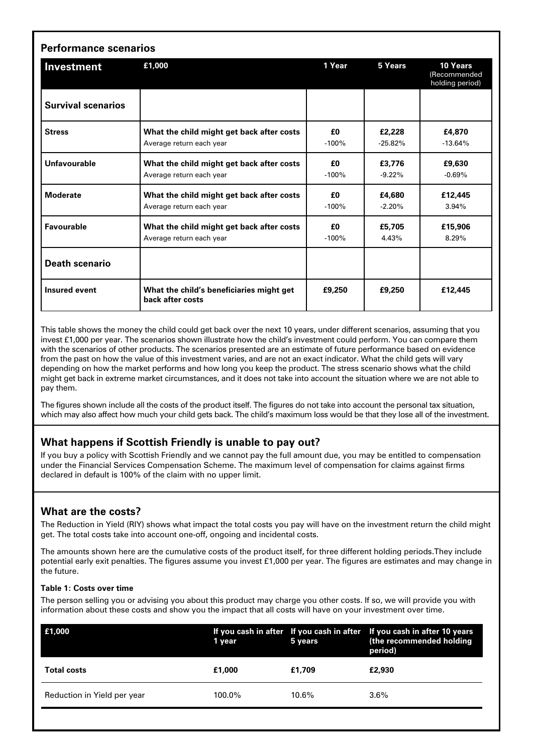## Performance scenarios

| Investment | £1,000 | 1 Year | 5 Years | 10 Years (Recommended holding period) |
|---|---|---|---|---|
| **Survival scenarios** | | | | |
| **Stress** | **What the child might get back after costs** | **£0** | **£2,228** | **£4,870** |
| | Average return each year | -100% | -25.82% | -13.64% |
| **Unfavourable** | **What the child might get back after costs** | **£0** | **£3,776** | **£9,630** |
| | Average return each year | -100% | -9.22% | -0.69% |
| **Moderate** | **What the child might get back after costs** | **£0** | **£4,680** | **£12,445** |
| | Average return each year | -100% | -2.20% | 3.94% |
| **Favourable** | **What the child might get back after costs** | **£0** | **£5,705** | **£15,906** |
| | Average return each year | -100% | 4.43% | 8.29% |
| **Death scenario** | | | | |
| **Insured event** | **What the child's beneficiaries might get back after costs** | **£9,250** | **£9,250** | **£12,445** |

This table shows the money the child could get back over the next 10 years, under different scenarios, assuming that you invest £1,000 per year. The scenarios shown illustrate how the child's investment could perform. You can compare them with the scenarios of other products. The scenarios presented are an estimate of future performance based on evidence from the past on how the value of this investment varies, and are not an exact indicator. What the child gets will vary depending on how the market performs and how long you keep the product. The stress scenario shows what the child might get back in extreme market circumstances, and it does not take into account the situation where we are not able to pay them.

The figures shown include all the costs of the product itself. The figures do not take into account the personal tax situation, which may also affect how much your child gets back. The child's maximum loss would be that they lose all of the investment.

## What happens if Scottish Friendly is unable to pay out?

If you buy a policy with Scottish Friendly and we cannot pay the full amount due, you may be entitled to compensation under the Financial Services Compensation Scheme. The maximum level of compensation for claims against firms declared in default is 100% of the claim with no upper limit.

## What are the costs?

The Reduction in Yield (RIY) shows what impact the total costs you pay will have on the investment return the child might get. The total costs take into account one-off, ongoing and incidental costs.

The amounts shown here are the cumulative costs of the product itself, for three different holding periods.They include potential early exit penalties. The figures assume you invest £1,000 per year. The figures are estimates and may change in the future.

#### Table 1: Costs over time

The person selling you or advising you about this product may charge you other costs. If so, we will provide you with information about these costs and show you the impact that all costs will have on your investment over time.

| £1,000 | If you cash in after 1 year | If you cash in after 5 years | If you cash in after 10 years (the recommended holding period) |
|---|---|---|---|
| **Total costs** | **£1,000** | **£1,709** | **£2,930** |
| Reduction in Yield per year | 100.0% | 10.6% | 3.6% |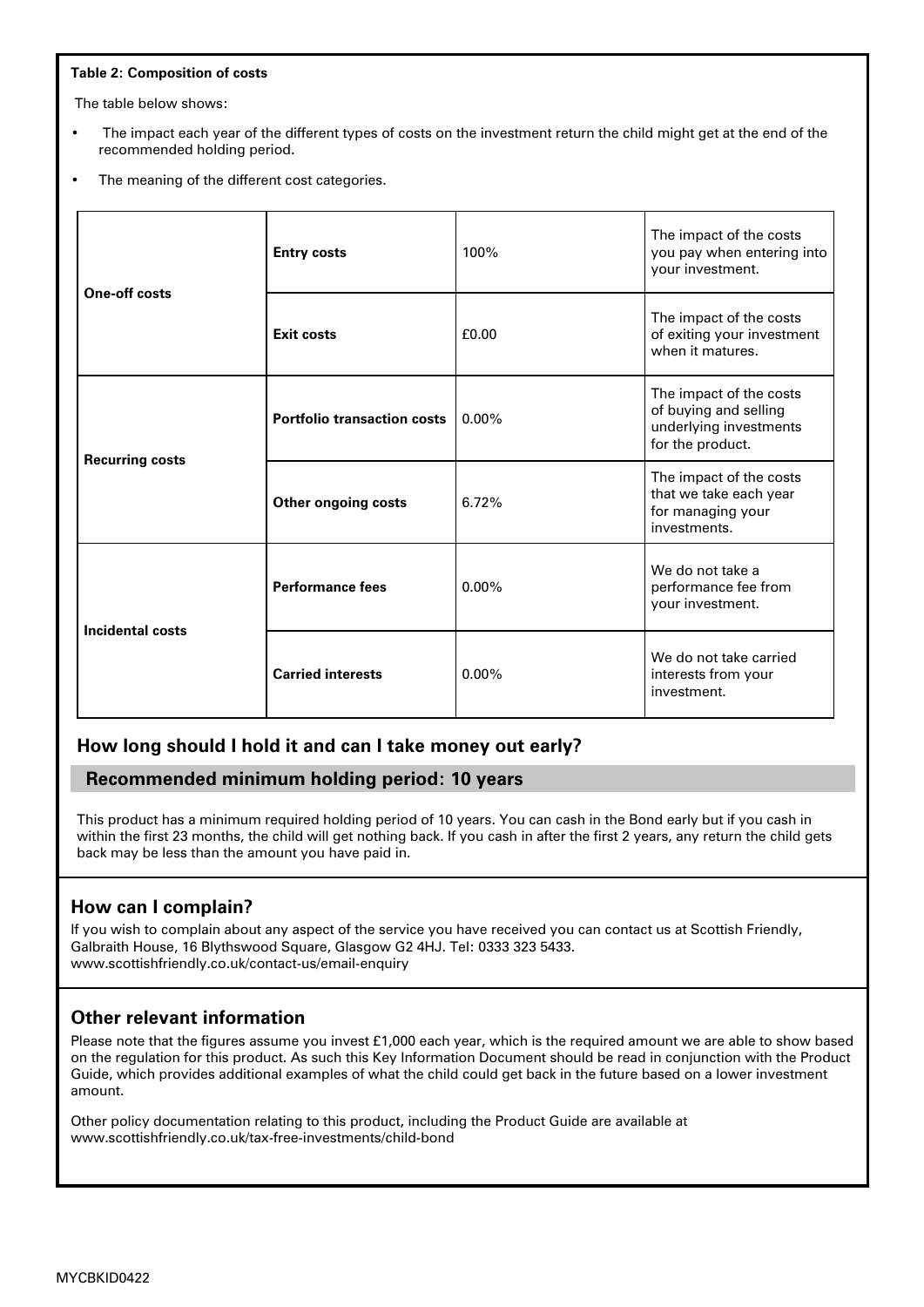**Table 2: Composition of costs**

The table below shows:

- The impact each year of the different types of costs on the investment return the child might get at the end of the recommended holding period.
- The meaning of the different cost categories.

| | | | |
|---|---|---|---|
| **One-off costs** | **Entry costs** | 100% | The impact of the costs you pay when entering into your investment. |
| | **Exit costs** | £0.00 | The impact of the costs of exiting your investment when it matures. |
| **Recurring costs** | **Portfolio transaction costs** | 0.00% | The impact of the costs of buying and selling underlying investments for the product. |
| | **Other ongoing costs** | 6.72% | The impact of the costs that we take each year for managing your investments. |
| **Incidental costs** | **Performance fees** | 0.00% | We do not take a performance fee from your investment. |
| | **Carried interests** | 0.00% | We do not take carried interests from your investment. |

## How long should I hold it and can I take money out early?

### Recommended minimum holding period: 10 years

This product has a minimum required holding period of 10 years. You can cash in the Bond early but if you cash in within the first 23 months, the child will get nothing back. If you cash in after the first 2 years, any return the child gets back may be less than the amount you have paid in.

## How can I complain?

If you wish to complain about any aspect of the service you have received you can contact us at Scottish Friendly, Galbraith House, 16 Blythswood Square, Glasgow G2 4HJ. Tel: 0333 323 5433.
www.scottishfriendly.co.uk/contact-us/email-enquiry

## Other relevant information

Please note that the figures assume you invest £1,000 each year, which is the required amount we are able to show based on the regulation for this product. As such this Key Information Document should be read in conjunction with the Product Guide, which provides additional examples of what the child could get back in the future based on a lower investment amount.

Other policy documentation relating to this product, including the Product Guide are available at www.scottishfriendly.co.uk/tax-free-investments/child-bond

MYCBKID0422